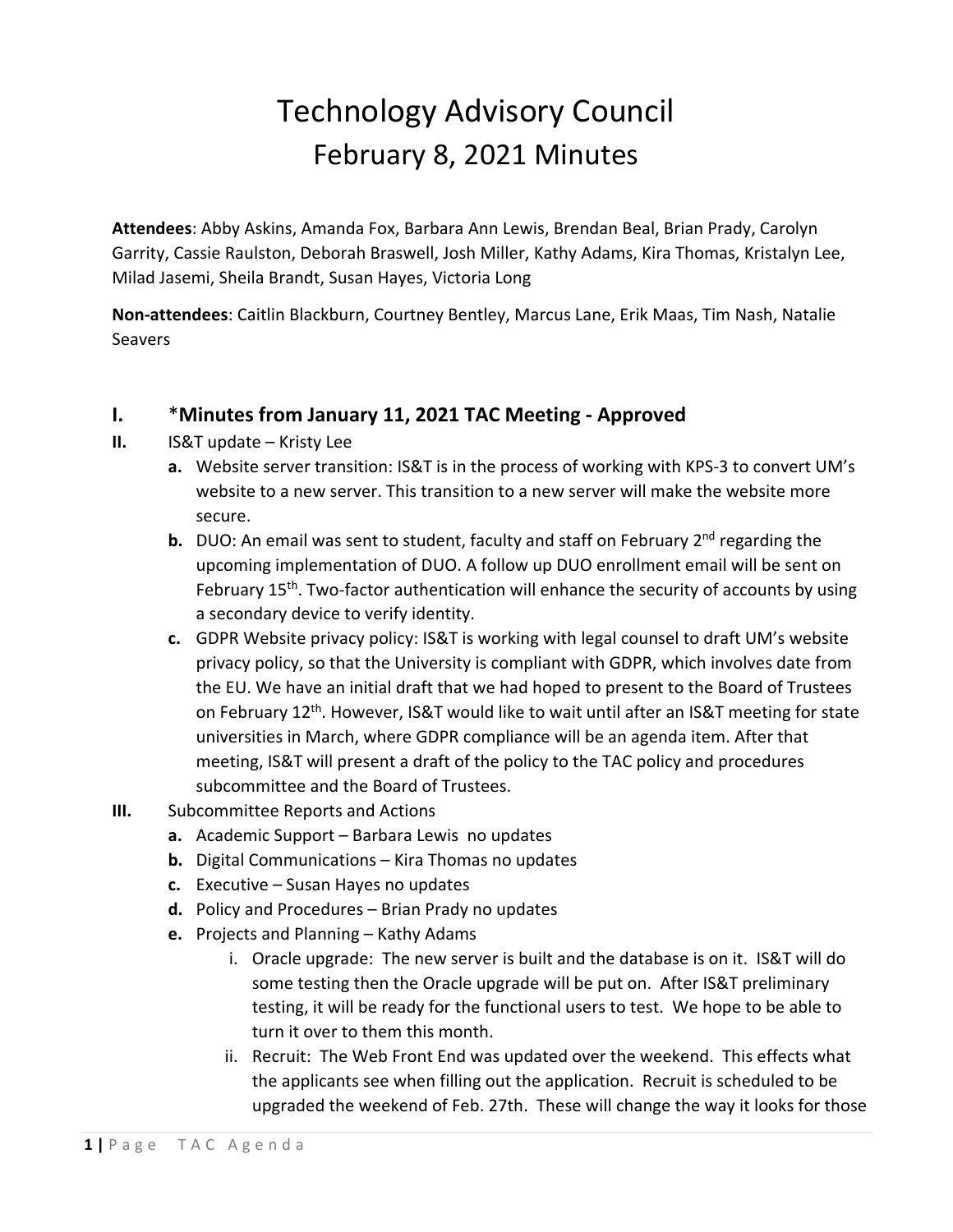# Technology Advisory Council
## February 8, 2021 Minutes

**Attendees**: Abby Askins, Amanda Fox, Barbara Ann Lewis, Brendan Beal, Brian Prady, Carolyn Garrity, Cassie Raulston, Deborah Braswell, Josh Miller, Kathy Adams, Kira Thomas, Kristalyn Lee, Milad Jasemi, Sheila Brandt, Susan Hayes, Victoria Long

**Non-attendees**: Caitlin Blackburn, Courtney Bentley, Marcus Lane, Erik Maas, Tim Nash, Natalie Seavers

**I.** ***Minutes from January 11, 2021 TAC Meeting - Approved**

**II.** IS&T update – Kristy Lee

- **a.** Website server transition: IS&T is in the process of working with KPS-3 to convert UM's website to a new server. This transition to a new server will make the website more secure.
- **b.** DUO: An email was sent to student, faculty and staff on February 2nd regarding the upcoming implementation of DUO. A follow up DUO enrollment email will be sent on February 15th. Two-factor authentication will enhance the security of accounts by using a secondary device to verify identity.
- **c.** GDPR Website privacy policy: IS&T is working with legal counsel to draft UM's website privacy policy, so that the University is compliant with GDPR, which involves date from the EU. We have an initial draft that we had hoped to present to the Board of Trustees on February 12th. However, IS&T would like to wait until after an IS&T meeting for state universities in March, where GDPR compliance will be an agenda item. After that meeting, IS&T will present a draft of the policy to the TAC policy and procedures subcommittee and the Board of Trustees.

**III.** Subcommittee Reports and Actions

- **a.** Academic Support – Barbara Lewis no updates
- **b.** Digital Communications – Kira Thomas no updates
- **c.** Executive – Susan Hayes no updates
- **d.** Policy and Procedures – Brian Prady no updates
- **e.** Projects and Planning – Kathy Adams
  - i. Oracle upgrade: The new server is built and the database is on it. IS&T will do some testing then the Oracle upgrade will be put on. After IS&T preliminary testing, it will be ready for the functional users to test. We hope to be able to turn it over to them this month.
  - ii. Recruit: The Web Front End was updated over the weekend. This effects what the applicants see when filling out the application. Recruit is scheduled to be upgraded the weekend of Feb. 27th. These will change the way it looks for those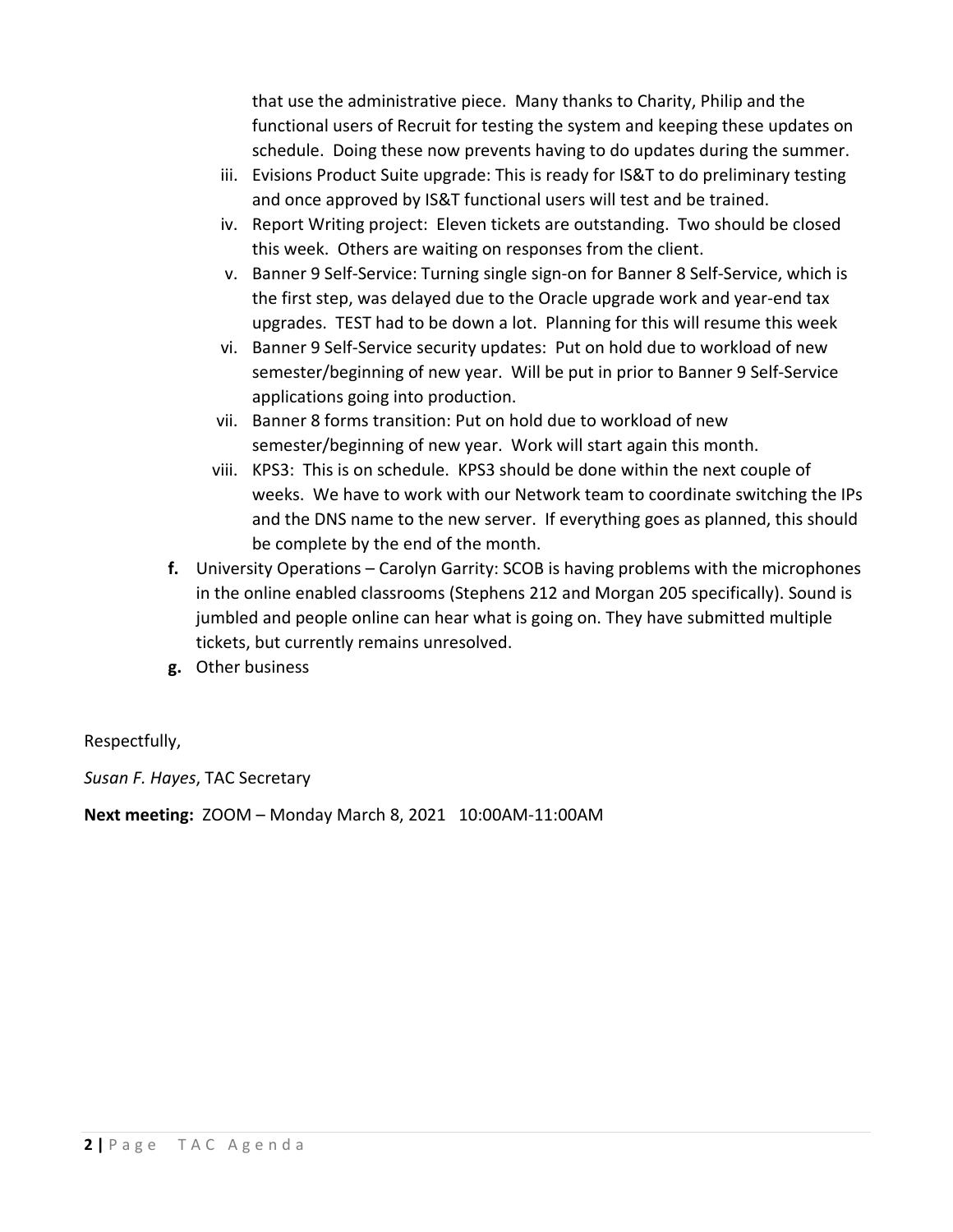that use the administrative piece. Many thanks to Charity, Philip and the functional users of Recruit for testing the system and keeping these updates on schedule. Doing these now prevents having to do updates during the summer.

iii. Evisions Product Suite upgrade: This is ready for IS&T to do preliminary testing and once approved by IS&T functional users will test and be trained.

iv. Report Writing project: Eleven tickets are outstanding. Two should be closed this week. Others are waiting on responses from the client.

v. Banner 9 Self-Service: Turning single sign-on for Banner 8 Self-Service, which is the first step, was delayed due to the Oracle upgrade work and year-end tax upgrades. TEST had to be down a lot. Planning for this will resume this week

vi. Banner 9 Self-Service security updates: Put on hold due to workload of new semester/beginning of new year. Will be put in prior to Banner 9 Self-Service applications going into production.

vii. Banner 8 forms transition: Put on hold due to workload of new semester/beginning of new year. Work will start again this month.

viii. KPS3: This is on schedule. KPS3 should be done within the next couple of weeks. We have to work with our Network team to coordinate switching the IPs and the DNS name to the new server. If everything goes as planned, this should be complete by the end of the month.

**f.** University Operations – Carolyn Garrity: SCOB is having problems with the microphones in the online enabled classrooms (Stephens 212 and Morgan 205 specifically). Sound is jumbled and people online can hear what is going on. They have submitted multiple tickets, but currently remains unresolved.

**g.** Other business

Respectfully,

*Susan F. Hayes*, TAC Secretary

**Next meeting:** ZOOM – Monday March 8, 2021 10:00AM-11:00AM